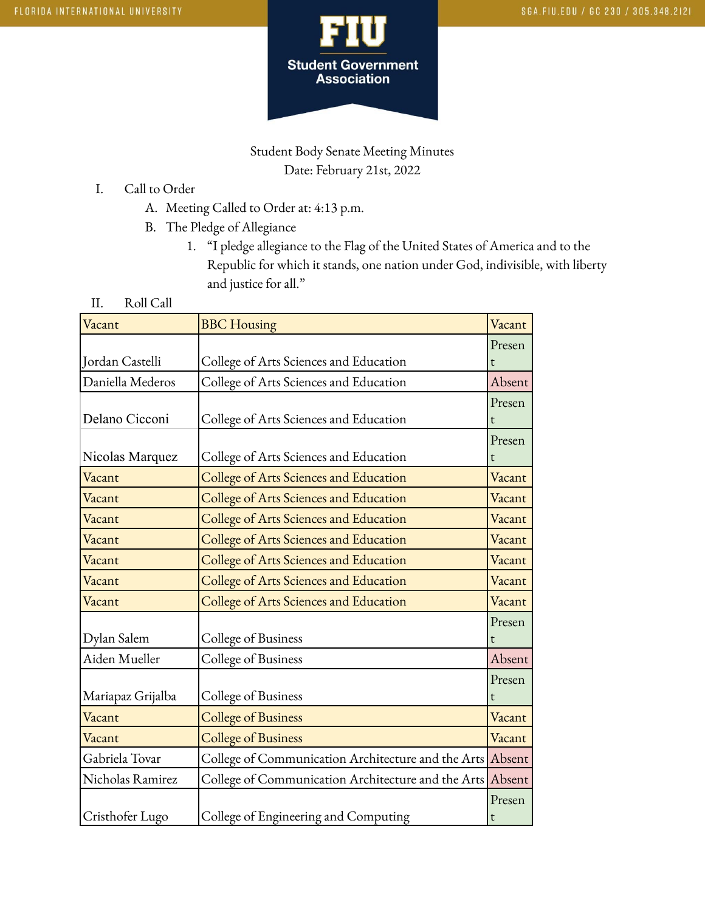Student Body Senate Meeting Minutes
Date: February 21st, 2022

I. Call to Order
   A. Meeting Called to Order at: 4:13 p.m.
   B. The Pledge of Allegiance
      1. "I pledge allegiance to the Flag of the United States of America and to the Republic for which it stands, one nation under God, indivisible, with liberty and justice for all."

II. Roll Call

| Vacant | BBC Housing | Vacant |
|---|---|---|
| Jordan Castelli | College of Arts Sciences and Education | Present |
| Daniella Mederos | College of Arts Sciences and Education | Absent |
| Delano Cicconi | College of Arts Sciences and Education | Present |
| Nicolas Marquez | College of Arts Sciences and Education | Present |
| Vacant | College of Arts Sciences and Education | Vacant |
| Vacant | College of Arts Sciences and Education | Vacant |
| Vacant | College of Arts Sciences and Education | Vacant |
| Vacant | College of Arts Sciences and Education | Vacant |
| Vacant | College of Arts Sciences and Education | Vacant |
| Vacant | College of Arts Sciences and Education | Vacant |
| Vacant | College of Arts Sciences and Education | Vacant |
| Dylan Salem | College of Business | Present |
| Aiden Mueller | College of Business | Absent |
| Mariapaz Grijalba | College of Business | Present |
| Vacant | College of Business | Vacant |
| Vacant | College of Business | Vacant |
| Gabriela Tovar | College of Communication Architecture and the Arts | Absent |
| Nicholas Ramirez | College of Communication Architecture and the Arts | Absent |
| Cristhofer Lugo | College of Engineering and Computing | Present |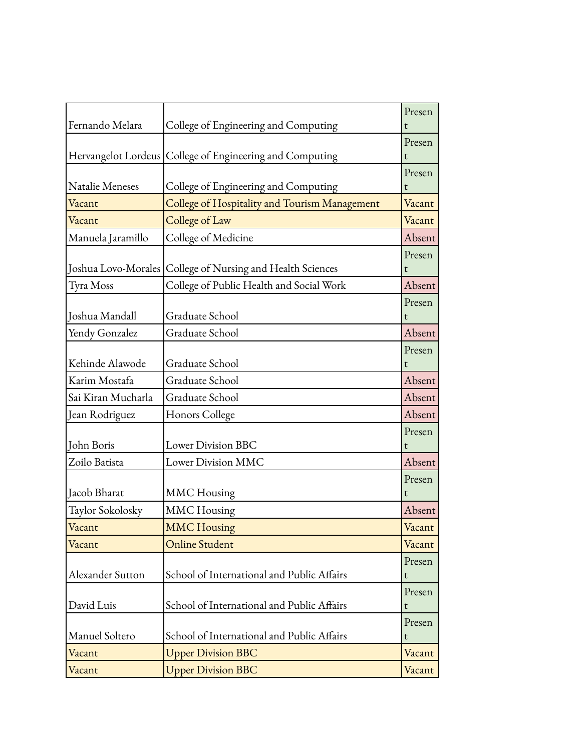| Fernando Melara | College of Engineering and Computing | Present |
|---|---|---|
| Hervangelot Lordeus | College of Engineering and Computing | Present |
| Natalie Meneses | College of Engineering and Computing | Present |
| Vacant | College of Hospitality and Tourism Management | Vacant |
| Vacant | College of Law | Vacant |
| Manuela Jaramillo | College of Medicine | Absent |
| Joshua Lovo-Morales | College of Nursing and Health Sciences | Present |
| Tyra Moss | College of Public Health and Social Work | Absent |
| Joshua Mandall | Graduate School | Present |
| Yendy Gonzalez | Graduate School | Absent |
| Kehinde Alawode | Graduate School | Present |
| Karim Mostafa | Graduate School | Absent |
| Sai Kiran Mucharla | Graduate School | Absent |
| Jean Rodriguez | Honors College | Absent |
| John Boris | Lower Division BBC | Present |
| Zoilo Batista | Lower Division MMC | Absent |
| Jacob Bharat | MMC Housing | Present |
| Taylor Sokolosky | MMC Housing | Absent |
| Vacant | MMC Housing | Vacant |
| Vacant | Online Student | Vacant |
| Alexander Sutton | School of International and Public Affairs | Present |
| David Luis | School of International and Public Affairs | Present |
| Manuel Soltero | School of International and Public Affairs | Present |
| Vacant | Upper Division BBC | Vacant |
| Vacant | Upper Division BBC | Vacant |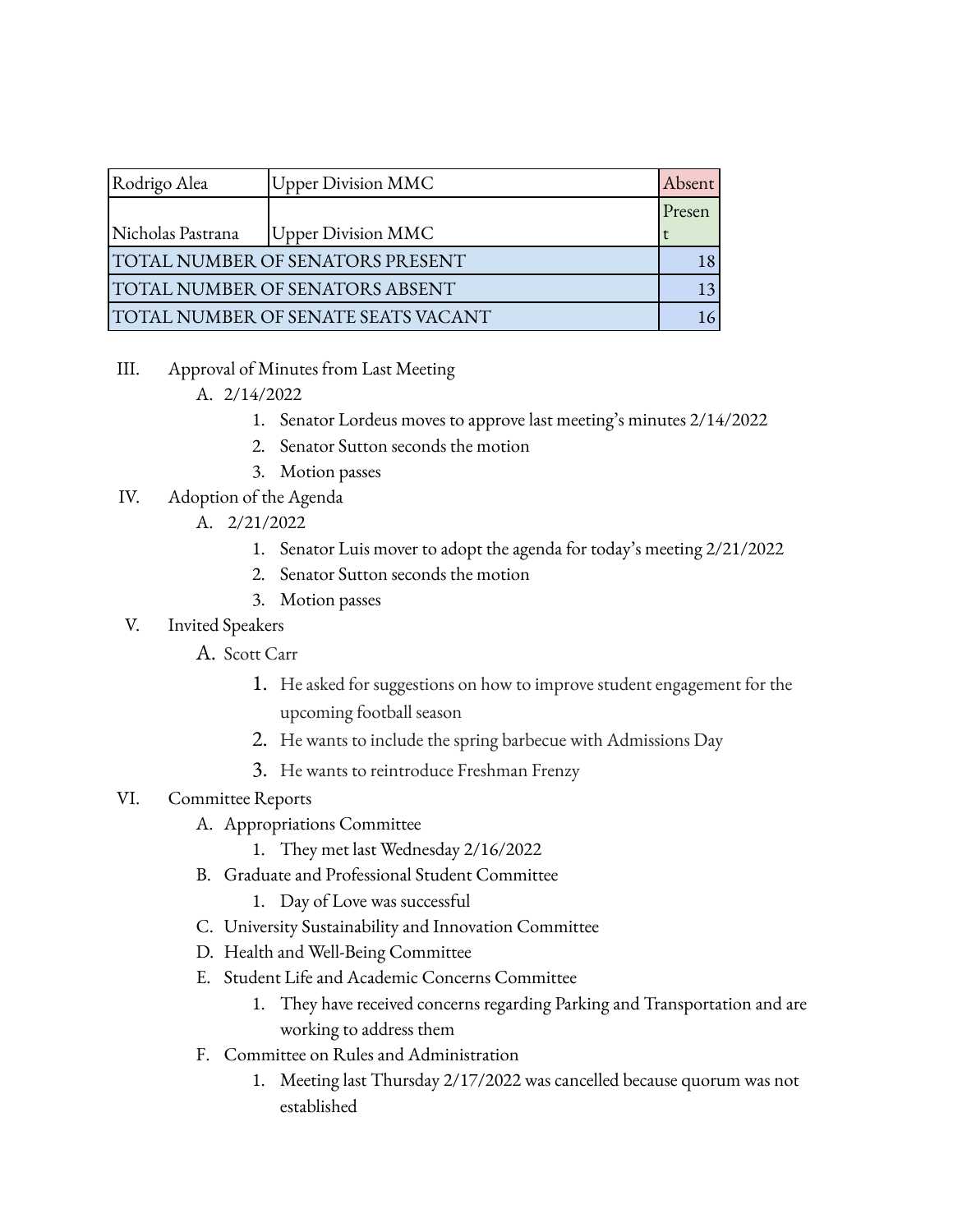| Rodrigo Alea | Upper Division MMC | Absent |
|---|---|---|
| Nicholas Pastrana | Upper Division MMC | Present |
| TOTAL NUMBER OF SENATORS PRESENT | | 18 |
| TOTAL NUMBER OF SENATORS ABSENT | | 13 |
| TOTAL NUMBER OF SENATE SEATS VACANT | | 16 |

III. Approval of Minutes from Last Meeting
   A. 2/14/2022
      1. Senator Lordeus moves to approve last meeting's minutes 2/14/2022
      2. Senator Sutton seconds the motion
      3. Motion passes

IV. Adoption of the Agenda
   A. 2/21/2022
      1. Senator Luis mover to adopt the agenda for today's meeting 2/21/2022
      2. Senator Sutton seconds the motion
      3. Motion passes

V. Invited Speakers
   A. Scott Carr
      1. He asked for suggestions on how to improve student engagement for the upcoming football season
      2. He wants to include the spring barbecue with Admissions Day
      3. He wants to reintroduce Freshman Frenzy

VI. Committee Reports
   A. Appropriations Committee
      1. They met last Wednesday 2/16/2022
   B. Graduate and Professional Student Committee
      1. Day of Love was successful
   C. University Sustainability and Innovation Committee
   D. Health and Well-Being Committee
   E. Student Life and Academic Concerns Committee
      1. They have received concerns regarding Parking and Transportation and are working to address them
   F. Committee on Rules and Administration
      1. Meeting last Thursday 2/17/2022 was cancelled because quorum was not established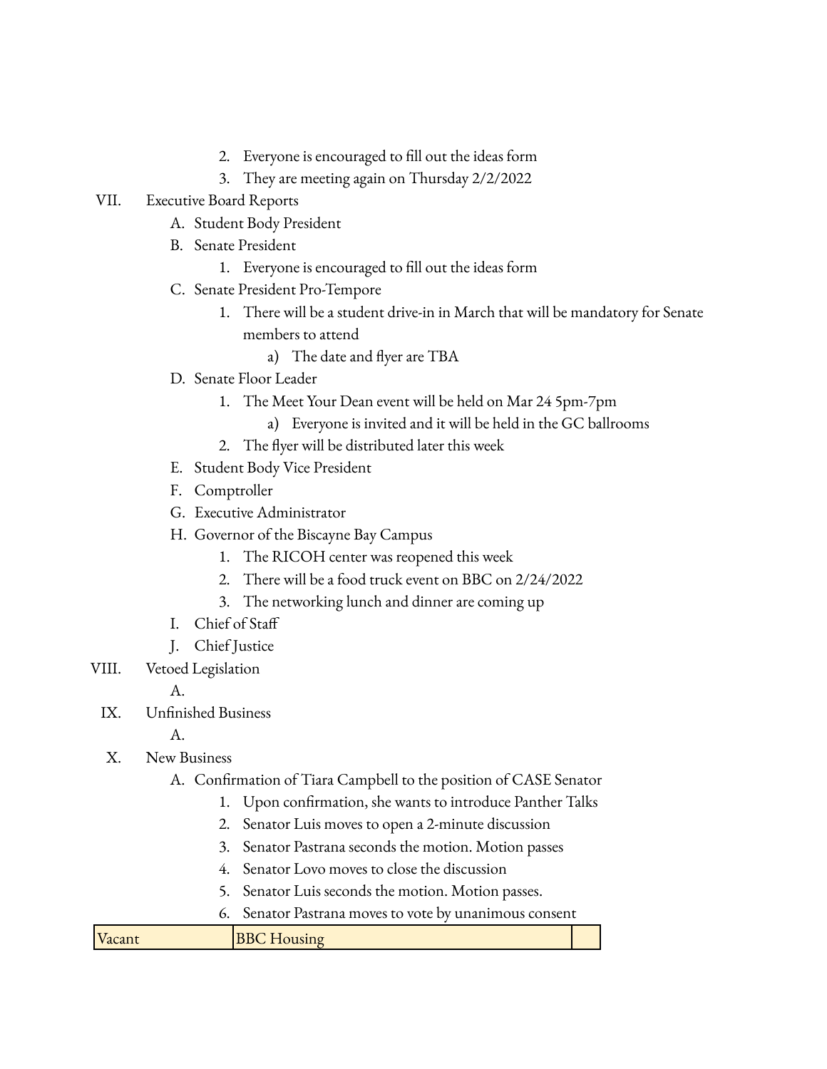2. Everyone is encouraged to fill out the ideas form
3. They are meeting again on Thursday 2/2/2022

VII. Executive Board Reports

A. Student Body President

B. Senate President

1. Everyone is encouraged to fill out the ideas form

C. Senate President Pro-Tempore

1. There will be a student drive-in in March that will be mandatory for Senate members to attend
    - a) The date and flyer are TBA

D. Senate Floor Leader

1. The Meet Your Dean event will be held on Mar 24 5pm-7pm
    - a) Everyone is invited and it will be held in the GC ballrooms
2. The flyer will be distributed later this week

E. Student Body Vice President

F. Comptroller

G. Executive Administrator

H. Governor of the Biscayne Bay Campus

1. The RICOH center was reopened this week
2. There will be a food truck event on BBC on 2/24/2022
3. The networking lunch and dinner are coming up

I. Chief of Staff

J. Chief Justice

VIII. Vetoed Legislation

A.

IX. Unfinished Business

A.

X. New Business

A. Confirmation of Tiara Campbell to the position of CASE Senator

1. Upon confirmation, she wants to introduce Panther Talks
2. Senator Luis moves to open a 2-minute discussion
3. Senator Pastrana seconds the motion. Motion passes
4. Senator Lovo moves to close the discussion
5. Senator Luis seconds the motion. Motion passes.
6. Senator Pastrana moves to vote by unanimous consent

| Vacant | BBC Housing | |
| --- | --- | --- |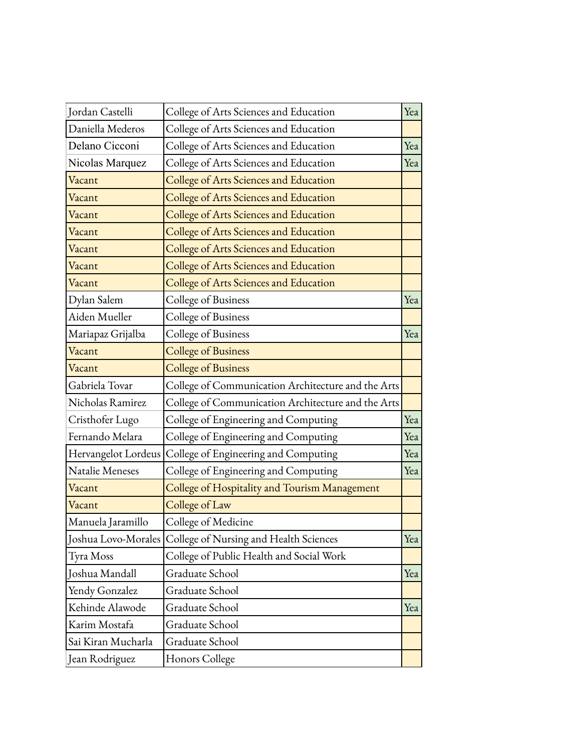| | | |
|---|---|---|
| Jordan Castelli | College of Arts Sciences and Education | Yea |
| Daniella Mederos | College of Arts Sciences and Education | |
| Delano Cicconi | College of Arts Sciences and Education | Yea |
| Nicolas Marquez | College of Arts Sciences and Education | Yea |
| Vacant | College of Arts Sciences and Education | |
| Vacant | College of Arts Sciences and Education | |
| Vacant | College of Arts Sciences and Education | |
| Vacant | College of Arts Sciences and Education | |
| Vacant | College of Arts Sciences and Education | |
| Vacant | College of Arts Sciences and Education | |
| Vacant | College of Arts Sciences and Education | |
| Dylan Salem | College of Business | Yea |
| Aiden Mueller | College of Business | |
| Mariapaz Grijalba | College of Business | Yea |
| Vacant | College of Business | |
| Vacant | College of Business | |
| Gabriela Tovar | College of Communication Architecture and the Arts | |
| Nicholas Ramirez | College of Communication Architecture and the Arts | |
| Cristhofer Lugo | College of Engineering and Computing | Yea |
| Fernando Melara | College of Engineering and Computing | Yea |
| Hervangelot Lordeus | College of Engineering and Computing | Yea |
| Natalie Meneses | College of Engineering and Computing | Yea |
| Vacant | College of Hospitality and Tourism Management | |
| Vacant | College of Law | |
| Manuela Jaramillo | College of Medicine | |
| Joshua Lovo-Morales | College of Nursing and Health Sciences | Yea |
| Tyra Moss | College of Public Health and Social Work | |
| Joshua Mandall | Graduate School | Yea |
| Yendy Gonzalez | Graduate School | |
| Kehinde Alawode | Graduate School | Yea |
| Karim Mostafa | Graduate School | |
| Sai Kiran Mucharla | Graduate School | |
| Jean Rodriguez | Honors College | |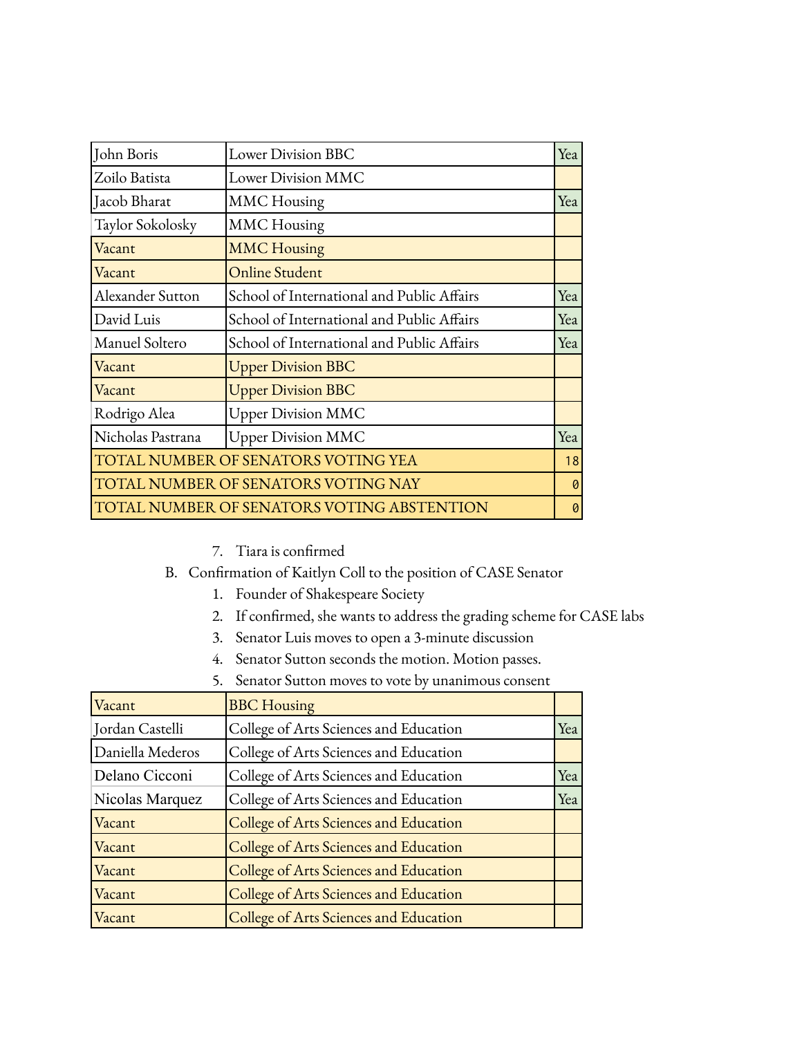| John Boris | Lower Division BBC | Yea |
|---|---|---|
| Zoilo Batista | Lower Division MMC | |
| Jacob Bharat | MMC Housing | Yea |
| Taylor Sokolosky | MMC Housing | |
| Vacant | MMC Housing | |
| Vacant | Online Student | |
| Alexander Sutton | School of International and Public Affairs | Yea |
| David Luis | School of International and Public Affairs | Yea |
| Manuel Soltero | School of International and Public Affairs | Yea |
| Vacant | Upper Division BBC | |
| Vacant | Upper Division BBC | |
| Rodrigo Alea | Upper Division MMC | |
| Nicholas Pastrana | Upper Division MMC | Yea |
| TOTAL NUMBER OF SENATORS VOTING YEA | | 18 |
| TOTAL NUMBER OF SENATORS VOTING NAY | | 0 |
| TOTAL NUMBER OF SENATORS VOTING ABSTENTION | | 0 |

7. Tiara is confirmed

B. Confirmation of Kaitlyn Coll to the position of CASE Senator
   1. Founder of Shakespeare Society
   2. If confirmed, she wants to address the grading scheme for CASE labs
   3. Senator Luis moves to open a 3-minute discussion
   4. Senator Sutton seconds the motion. Motion passes.
   5. Senator Sutton moves to vote by unanimous consent

| Vacant | BBC Housing | |
|---|---|---|
| Jordan Castelli | College of Arts Sciences and Education | Yea |
| Daniella Mederos | College of Arts Sciences and Education | |
| Delano Cicconi | College of Arts Sciences and Education | Yea |
| Nicolas Marquez | College of Arts Sciences and Education | Yea |
| Vacant | College of Arts Sciences and Education | |
| Vacant | College of Arts Sciences and Education | |
| Vacant | College of Arts Sciences and Education | |
| Vacant | College of Arts Sciences and Education | |
| Vacant | College of Arts Sciences and Education | |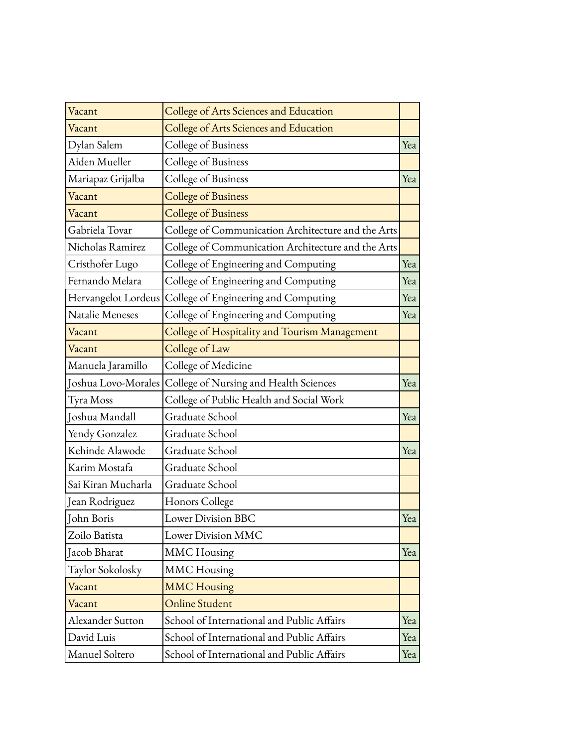| | | |
|---|---|---|
| Vacant | College of Arts Sciences and Education | |
| Vacant | College of Arts Sciences and Education | |
| Dylan Salem | College of Business | Yea |
| Aiden Mueller | College of Business | |
| Mariapaz Grijalba | College of Business | Yea |
| Vacant | College of Business | |
| Vacant | College of Business | |
| Gabriela Tovar | College of Communication Architecture and the Arts | |
| Nicholas Ramirez | College of Communication Architecture and the Arts | |
| Cristhofer Lugo | College of Engineering and Computing | Yea |
| Fernando Melara | College of Engineering and Computing | Yea |
| Hervangelot Lordeus | College of Engineering and Computing | Yea |
| Natalie Meneses | College of Engineering and Computing | Yea |
| Vacant | College of Hospitality and Tourism Management | |
| Vacant | College of Law | |
| Manuela Jaramillo | College of Medicine | |
| Joshua Lovo-Morales | College of Nursing and Health Sciences | Yea |
| Tyra Moss | College of Public Health and Social Work | |
| Joshua Mandall | Graduate School | Yea |
| Yendy Gonzalez | Graduate School | |
| Kehinde Alawode | Graduate School | Yea |
| Karim Mostafa | Graduate School | |
| Sai Kiran Mucharla | Graduate School | |
| Jean Rodriguez | Honors College | |
| John Boris | Lower Division BBC | Yea |
| Zoilo Batista | Lower Division MMC | |
| Jacob Bharat | MMC Housing | Yea |
| Taylor Sokolosky | MMC Housing | |
| Vacant | MMC Housing | |
| Vacant | Online Student | |
| Alexander Sutton | School of International and Public Affairs | Yea |
| David Luis | School of International and Public Affairs | Yea |
| Manuel Soltero | School of International and Public Affairs | Yea |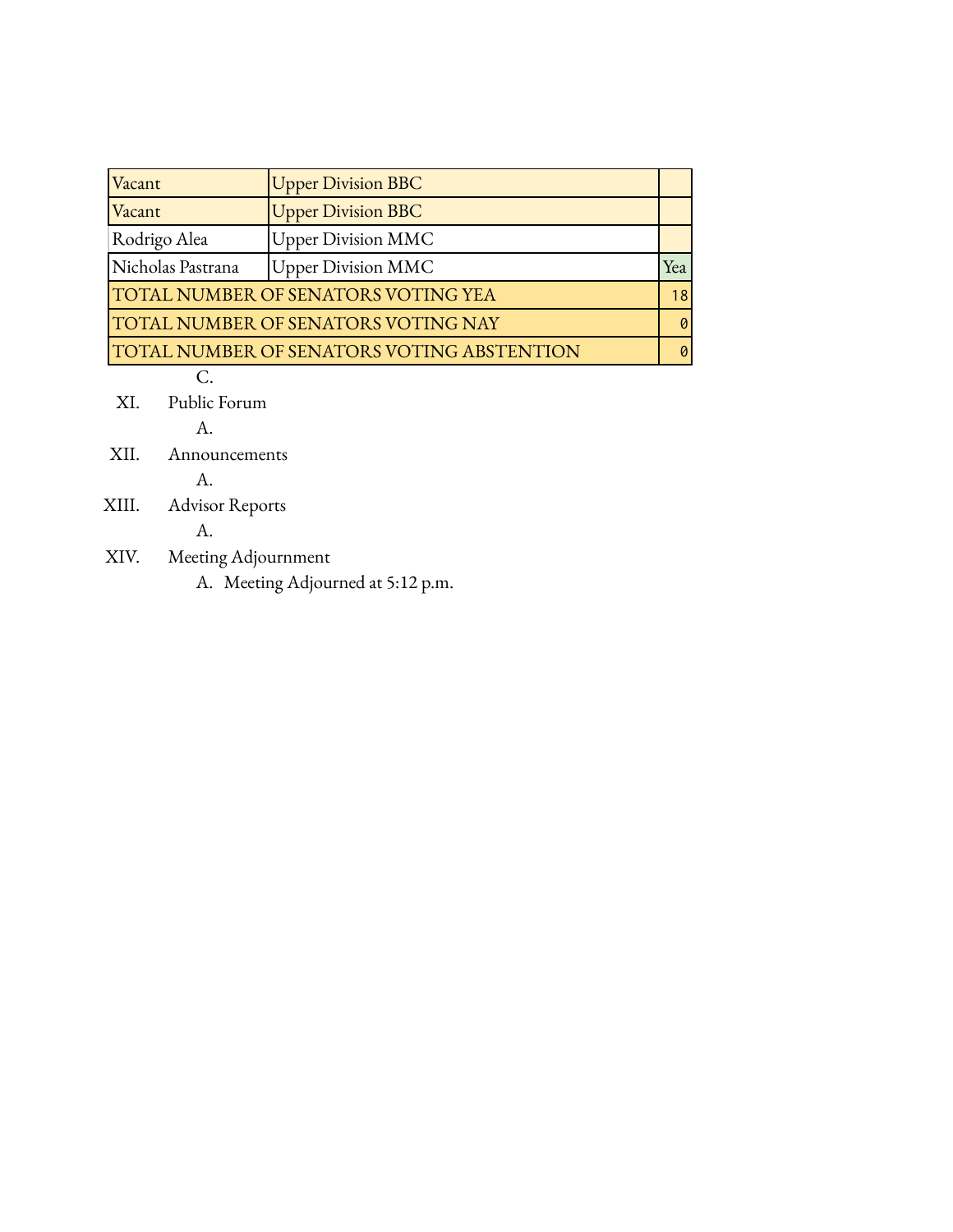| | | |
|---|---|---|
| Vacant | Upper Division BBC | |
| Vacant | Upper Division BBC | |
| Rodrigo Alea | Upper Division MMC | |
| Nicholas Pastrana | Upper Division MMC | Yea |
| TOTAL NUMBER OF SENATORS VOTING YEA | | 18 |
| TOTAL NUMBER OF SENATORS VOTING NAY | | 0 |
| TOTAL NUMBER OF SENATORS VOTING ABSTENTION | | 0 |

C.

XI. Public Forum

A.

XII. Announcements

A.

XIII. Advisor Reports

A.

XIV. Meeting Adjournment

A. Meeting Adjourned at 5:12 p.m.